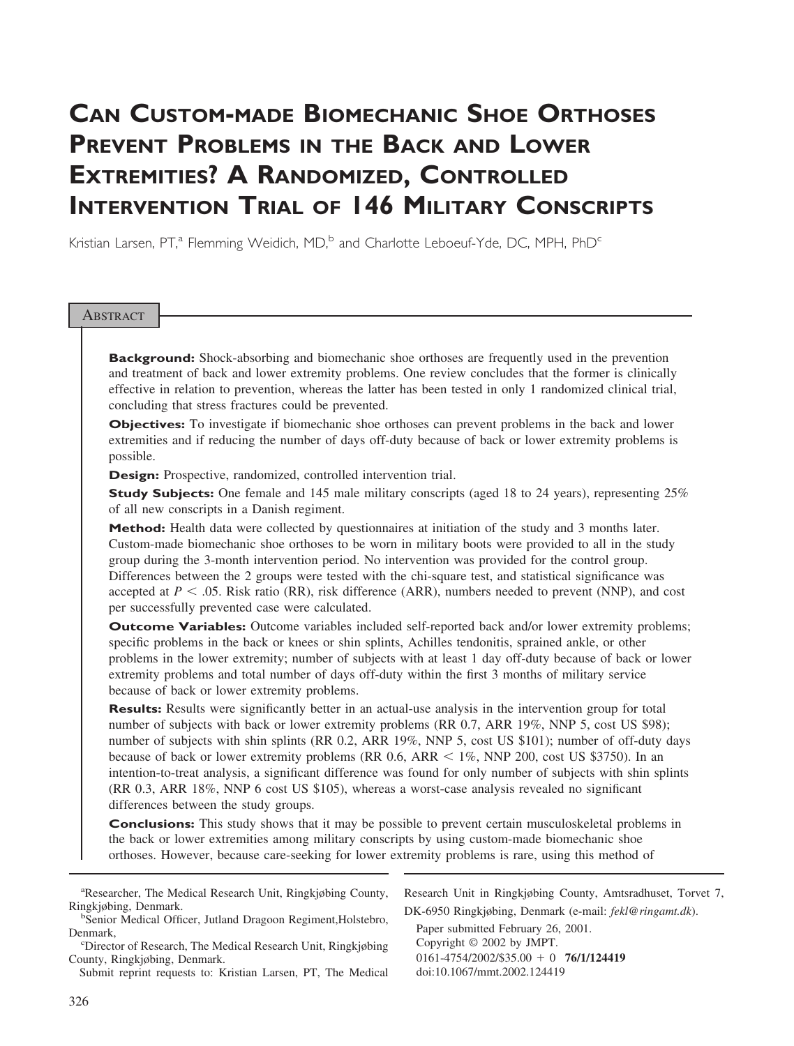# Can Custom-made Biomechanic Shoe Orthoses Prevent Problems in the Back and Lower Extremities? A Randomized, Controlled Intervention Trial of 146 Military Conscripts

Kristian Larsen, PT,[a] Flemming Weidich, MD,[b] and Charlotte Leboeuf-Yde, DC, MPH, PhD[c]

## Abstract

**Background:** Shock-absorbing and biomechanic shoe orthoses are frequently used in the prevention and treatment of back and lower extremity problems. One review concludes that the former is clinically effective in relation to prevention, whereas the latter has been tested in only 1 randomized clinical trial, concluding that stress fractures could be prevented.

**Objectives:** To investigate if biomechanic shoe orthoses can prevent problems in the back and lower extremities and if reducing the number of days off-duty because of back or lower extremity problems is possible.

**Design:** Prospective, randomized, controlled intervention trial.

**Study Subjects:** One female and 145 male military conscripts (aged 18 to 24 years), representing 25% of all new conscripts in a Danish regiment.

**Method:** Health data were collected by questionnaires at initiation of the study and 3 months later. Custom-made biomechanic shoe orthoses to be worn in military boots were provided to all in the study group during the 3-month intervention period. No intervention was provided for the control group. Differences between the 2 groups were tested with the chi-square test, and statistical significance was accepted at $P < .05$. Risk ratio (RR), risk difference (ARR), numbers needed to prevent (NNP), and cost per successfully prevented case were calculated.

**Outcome Variables:** Outcome variables included self-reported back and/or lower extremity problems; specific problems in the back or knees or shin splints, Achilles tendonitis, sprained ankle, or other problems in the lower extremity; number of subjects with at least 1 day off-duty because of back or lower extremity problems and total number of days off-duty within the first 3 months of military service because of back or lower extremity problems.

**Results:** Results were significantly better in an actual-use analysis in the intervention group for total number of subjects with back or lower extremity problems (RR 0.7, ARR 19%, NNP 5, cost US $98); number of subjects with shin splints (RR 0.2, ARR 19%, NNP 5, cost US $101); number of off-duty days because of back or lower extremity problems (RR 0.6, ARR < 1%, NNP 200, cost US $3750). In an intention-to-treat analysis, a significant difference was found for only number of subjects with shin splints (RR 0.3, ARR 18%, NNP 6 cost US $105), whereas a worst-case analysis revealed no significant differences between the study groups.

**Conclusions:** This study shows that it may be possible to prevent certain musculoskeletal problems in the back or lower extremities among military conscripts by using custom-made biomechanic shoe orthoses. However, because care-seeking for lower extremity problems is rare, using this method of

---

[a]Researcher, The Medical Research Unit, Ringkjøbing County, Ringkjøbing, Denmark.

[b]Senior Medical Officer, Jutland Dragoon Regiment,Holstebro, Denmark,

[c]Director of Research, The Medical Research Unit, Ringkjøbing County, Ringkjøbing, Denmark.

Submit reprint requests to: Kristian Larsen, PT, The Medical Research Unit in Ringkjøbing County, Amtsradhuset, Torvet 7, DK-6950 Ringkjøbing, Denmark (e-mail: *fekl@ringamt.dk*).

Paper submitted February 26, 2001.

Copyright © 2002 by JMPT.

0161-4754/2002/$35.00 + 0 **76/1/124419**

doi:10.1067/mmt.2002.124419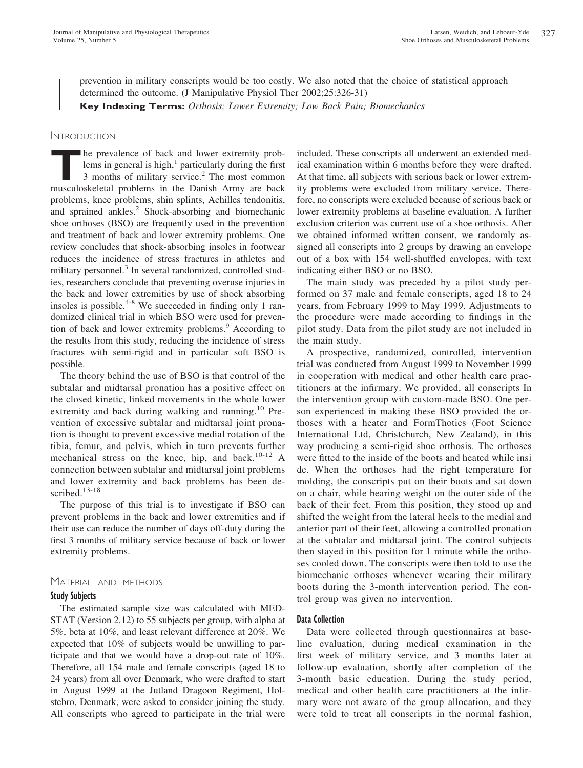prevention in military conscripts would be too costly. We also noted that the choice of statistical approach determined the outcome. (J Manipulative Physiol Ther 2002;25:326-31)

**Key Indexing Terms:** *Orthosis; Lower Extremity; Low Back Pain; Biomechanics*

## Introduction

The prevalence of back and lower extremity problems in general is high,[1] particularly during the first 3 months of military service.[2] The most common musculoskeletal problems in the Danish Army are back problems, knee problems, shin splints, Achilles tendonitis, and sprained ankles.[2] Shock-absorbing and biomechanic shoe orthoses (BSO) are frequently used in the prevention and treatment of back and lower extremity problems. One review concludes that shock-absorbing insoles in footwear reduces the incidence of stress fractures in athletes and military personnel.[3] In several randomized, controlled studies, researchers conclude that preventing overuse injuries in the back and lower extremities by use of shock absorbing insoles is possible.[4-8] We succeeded in finding only 1 randomized clinical trial in which BSO were used for prevention of back and lower extremity problems.[9] According to the results from this study, reducing the incidence of stress fractures with semi-rigid and in particular soft BSO is possible.

The theory behind the use of BSO is that control of the subtalar and midtarsal pronation has a positive effect on the closed kinetic, linked movements in the whole lower extremity and back during walking and running.[10] Prevention of excessive subtalar and midtarsal joint pronation is thought to prevent excessive medial rotation of the tibia, femur, and pelvis, which in turn prevents further mechanical stress on the knee, hip, and back.[10-12] A connection between subtalar and midtarsal joint problems and lower extremity and back problems has been described.[13-18]

The purpose of this trial is to investigate if BSO can prevent problems in the back and lower extremities and if their use can reduce the number of days off-duty during the first 3 months of military service because of back or lower extremity problems.

## Material and Methods

### Study Subjects

The estimated sample size was calculated with MEDSTAT (Version 2.12) to 55 subjects per group, with alpha at 5%, beta at 10%, and least relevant difference at 20%. We expected that 10% of subjects would be unwilling to participate and that we would have a drop-out rate of 10%. Therefore, all 154 male and female conscripts (aged 18 to 24 years) from all over Denmark, who were drafted to start in August 1999 at the Jutland Dragoon Regiment, Holstebro, Denmark, were asked to consider joining the study. All conscripts who agreed to participate in the trial were included. These conscripts all underwent an extended medical examination within 6 months before they were drafted. At that time, all subjects with serious back or lower extremity problems were excluded from military service. Therefore, no conscripts were excluded because of serious back or lower extremity problems at baseline evaluation. A further exclusion criterion was current use of a shoe orthosis. After we obtained informed written consent, we randomly assigned all conscripts into 2 groups by drawing an envelope out of a box with 154 well-shuffled envelopes, with text indicating either BSO or no BSO.

The main study was preceded by a pilot study performed on 37 male and female conscripts, aged 18 to 24 years, from February 1999 to May 1999. Adjustments to the procedure were made according to findings in the pilot study. Data from the pilot study are not included in the main study.

A prospective, randomized, controlled, intervention trial was conducted from August 1999 to November 1999 in cooperation with medical and other health care practitioners at the infirmary. We provided, all conscripts In the intervention group with custom-made BSO. One person experienced in making these BSO provided the orthoses with a heater and FormThotics (Foot Science International Ltd, Christchurch, New Zealand), in this way producing a semi-rigid shoe orthosis. The orthoses were fitted to the inside of the boots and heated while insi de. When the orthoses had the right temperature for molding, the conscripts put on their boots and sat down on a chair, while bearing weight on the outer side of the back of their feet. From this position, they stood up and shifted the weight from the lateral heels to the medial and anterior part of their feet, allowing a controlled pronation at the subtalar and midtarsal joint. The control subjects then stayed in this position for 1 minute while the orthoses cooled down. The conscripts were then told to use the biomechanic orthoses whenever wearing their military boots during the 3-month intervention period. The control group was given no intervention.

### Data Collection

Data were collected through questionnaires at baseline evaluation, during medical examination in the first week of military service, and 3 months later at follow-up evaluation, shortly after completion of the 3-month basic education. During the study period, medical and other health care practitioners at the infirmary were not aware of the group allocation, and they were told to treat all conscripts in the normal fashion,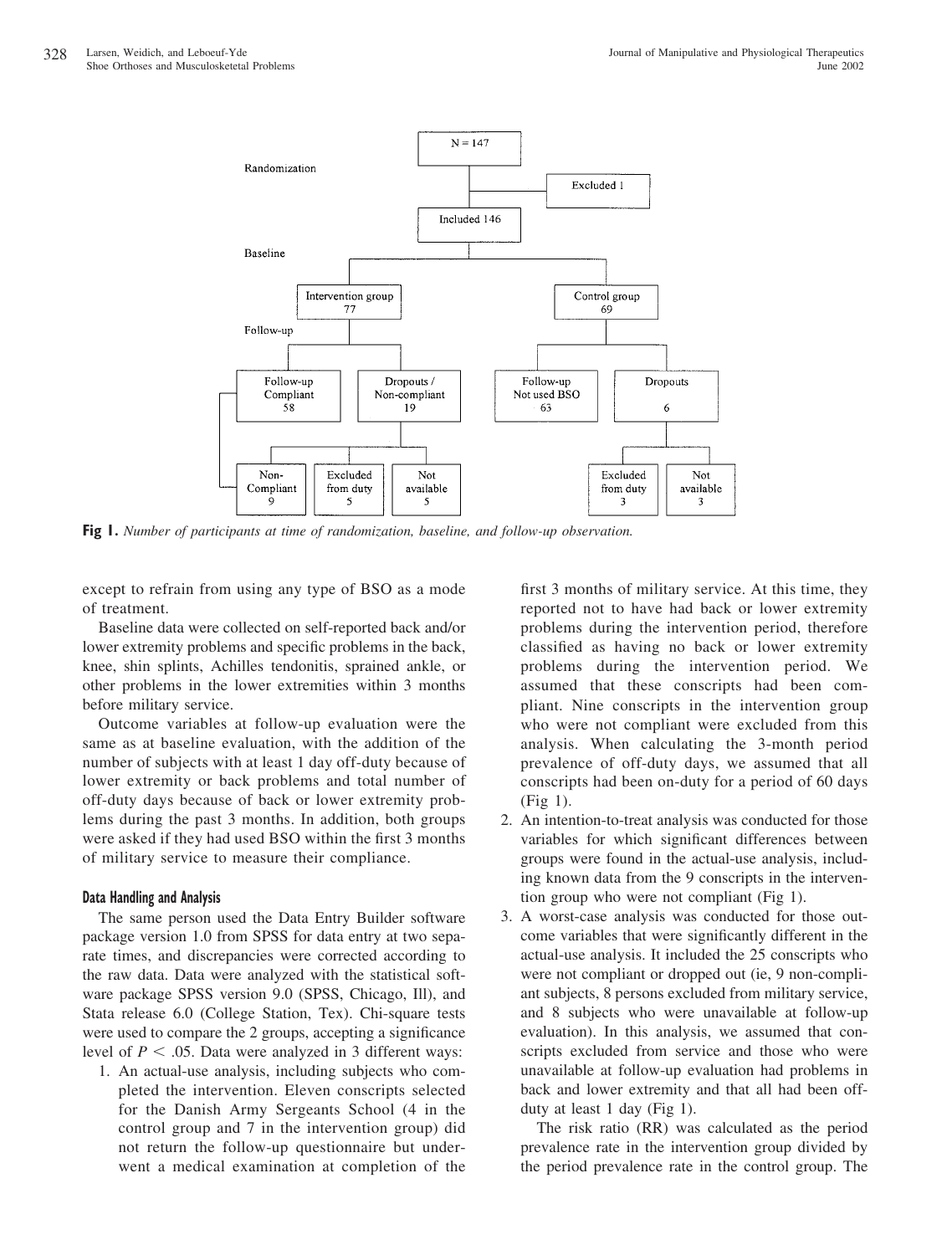Fig 1. *Number of participants at time of randomization, baseline, and follow-up observation.*

except to refrain from using any type of BSO as a mode of treatment.

Baseline data were collected on self-reported back and/or lower extremity problems and specific problems in the back, knee, shin splints, Achilles tendonitis, sprained ankle, or other problems in the lower extremities within 3 months before military service.

Outcome variables at follow-up evaluation were the same as at baseline evaluation, with the addition of the number of subjects with at least 1 day off-duty because of lower extremity or back problems and total number of off-duty days because of back or lower extremity problems during the past 3 months. In addition, both groups were asked if they had used BSO within the first 3 months of military service to measure their compliance.

### Data Handling and Analysis

The same person used the Data Entry Builder software package version 1.0 from SPSS for data entry at two separate times, and discrepancies were corrected according to the raw data. Data were analyzed with the statistical software package SPSS version 9.0 (SPSS, Chicago, Ill), and Stata release 6.0 (College Station, Tex). Chi-square tests were used to compare the 2 groups, accepting a significance level of $P < .05$. Data were analyzed in 3 different ways:

1. An actual-use analysis, including subjects who completed the intervention. Eleven conscripts selected for the Danish Army Sergeants School (4 in the control group and 7 in the intervention group) did not return the follow-up questionnaire but underwent a medical examination at completion of the first 3 months of military service. At this time, they reported not to have had back or lower extremity problems during the intervention period, therefore classified as having no back or lower extremity problems during the intervention period. We assumed that these conscripts had been compliant. Nine conscripts in the intervention group who were not compliant were excluded from this analysis. When calculating the 3-month period prevalence of off-duty days, we assumed that all conscripts had been on-duty for a period of 60 days (Fig 1).
2. An intention-to-treat analysis was conducted for those variables for which significant differences between groups were found in the actual-use analysis, including known data from the 9 conscripts in the intervention group who were not compliant (Fig 1).
3. A worst-case analysis was conducted for those outcome variables that were significantly different in the actual-use analysis. It included the 25 conscripts who were not compliant or dropped out (ie, 9 non-compliant subjects, 8 persons excluded from military service, and 8 subjects who were unavailable at follow-up evaluation). In this analysis, we assumed that conscripts excluded from service and those who were unavailable at follow-up evaluation had problems in back and lower extremity and that all had been off-duty at least 1 day (Fig 1).

The risk ratio (RR) was calculated as the period prevalence rate in the intervention group divided by the period prevalence rate in the control group. The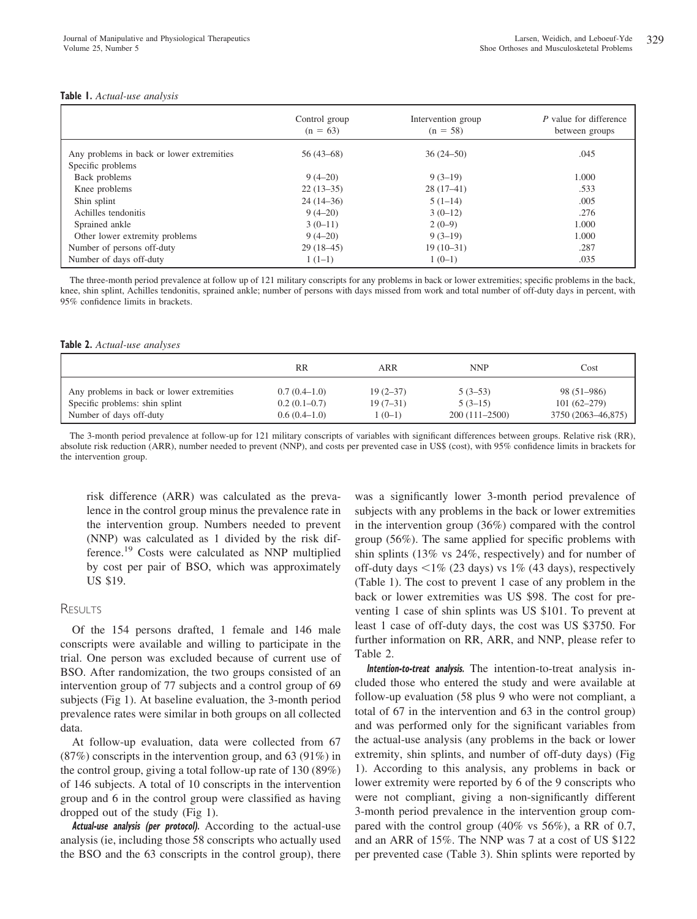**Table 1.** *Actual-use analysis*

| | Control group (n = 63) | Intervention group (n = 58) | *P* value for difference between groups |
|---|---|---|---|
| Any problems in back or lower extremities | 56 (43–68) | 36 (24–50) | .045 |
| Specific problems | | | |
| Back problems | 9 (4–20) | 9 (3–19) | 1.000 |
| Knee problems | 22 (13–35) | 28 (17–41) | .533 |
| Shin splint | 24 (14–36) | 5 (1–14) | .005 |
| Achilles tendonitis | 9 (4–20) | 3 (0–12) | .276 |
| Sprained ankle | 3 (0–11) | 2 (0–9) | 1.000 |
| Other lower extremity problems | 9 (4–20) | 9 (3–19) | 1.000 |
| Number of persons off-duty | 29 (18–45) | 19 (10–31) | .287 |
| Number of days off-duty | 1 (1–1) | 1 (0–1) | .035 |

The three-month period prevalence at follow up of 121 military conscripts for any problems in back or lower extremities; specific problems in the back, knee, shin splint, Achilles tendonitis, sprained ankle; number of persons with days missed from work and total number of off-duty days in percent, with 95% confidence limits in brackets.

**Table 2.** *Actual-use analyses*

| | RR | ARR | NNP | Cost |
|---|---|---|---|---|
| Any problems in back or lower extremities | 0.7 (0.4–1.0) | 19 (2–37) | 5 (3–53) | 98 (51–986) |
| Specific problems: shin splint | 0.2 (0.1–0.7) | 19 (7–31) | 5 (3–15) | 101 (62–279) |
| Number of days off-duty | 0.6 (0.4–1.0) | 1 (0–1) | 200 (111–2500) | 3750 (2063–46,875) |

The 3-month period prevalence at follow-up for 121 military conscripts of variables with significant differences between groups. Relative risk (RR), absolute risk reduction (ARR), number needed to prevent (NNP), and costs per prevented case in US$ (cost), with 95% confidence limits in brackets for the intervention group.

risk difference (ARR) was calculated as the prevalence in the control group minus the prevalence rate in the intervention group. Numbers needed to prevent (NNP) was calculated as 1 divided by the risk difference.[19] Costs were calculated as NNP multiplied by cost per pair of BSO, which was approximately US $19.

## Results

Of the 154 persons drafted, 1 female and 146 male conscripts were available and willing to participate in the trial. One person was excluded because of current use of BSO. After randomization, the two groups consisted of an intervention group of 77 subjects and a control group of 69 subjects (Fig 1). At baseline evaluation, the 3-month period prevalence rates were similar in both groups on all collected data.

At follow-up evaluation, data were collected from 67 (87%) conscripts in the intervention group, and 63 (91%) in the control group, giving a total follow-up rate of 130 (89%) of 146 subjects. A total of 10 conscripts in the intervention group and 6 in the control group were classified as having dropped out of the study (Fig 1).

***Actual-use analysis (per protocol).*** According to the actual-use analysis (ie, including those 58 conscripts who actually used the BSO and the 63 conscripts in the control group), there was a significantly lower 3-month period prevalence of subjects with any problems in the back or lower extremities in the intervention group (36%) compared with the control group (56%). The same applied for specific problems with shin splints (13% vs 24%, respectively) and for number of off-duty days <1% (23 days) vs 1% (43 days), respectively (Table 1). The cost to prevent 1 case of any problem in the back or lower extremities was US $98. The cost for preventing 1 case of shin splints was US $101. To prevent at least 1 case of off-duty days, the cost was US $3750. For further information on RR, ARR, and NNP, please refer to Table 2.

***Intention-to-treat analysis.*** The intention-to-treat analysis included those who entered the study and were available at follow-up evaluation (58 plus 9 who were not compliant, a total of 67 in the intervention and 63 in the control group) and was performed only for the significant variables from the actual-use analysis (any problems in the back or lower extremity, shin splints, and number of off-duty days) (Fig 1). According to this analysis, any problems in back or lower extremity were reported by 6 of the 9 conscripts who were not compliant, giving a non-significantly different 3-month period prevalence in the intervention group compared with the control group (40% vs 56%), a RR of 0.7, and an ARR of 15%. The NNP was 7 at a cost of US $122 per prevented case (Table 3). Shin splints were reported by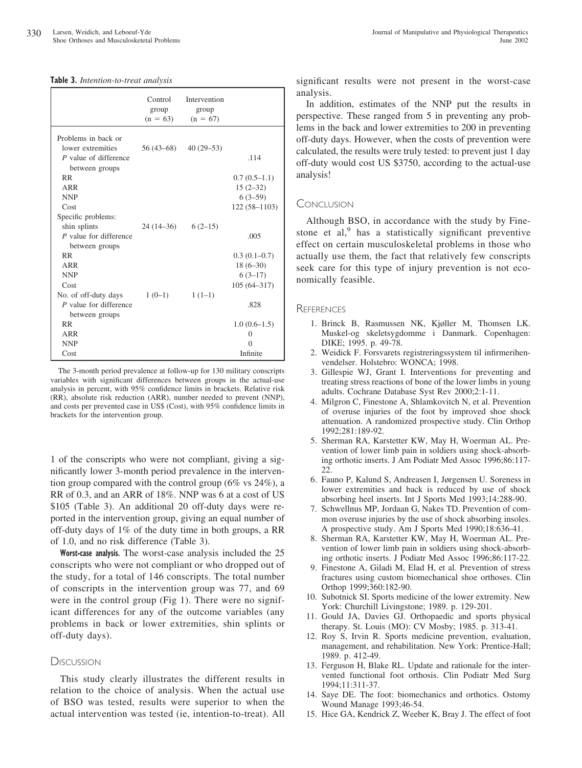**Table 3.** *Intention-to-treat analysis*

| | Control group (n = 63) | Intervention group (n = 67) | |
|---|---|---|---|
| Problems in back or lower extremities | 56 (43–68) | 40 (29–53) | |
| *P* value of difference between groups | | | .114 |
| RR | | | 0.7 (0.5–1.1) |
| ARR | | | 15 (2–32) |
| NNP | | | 6 (3–59) |
| Cost | | | 122 (58–1103) |
| Specific problems: shin splints | 24 (14–36) | 6 (2–15) | |
| *P* value for difference between groups | | | .005 |
| RR | | | 0.3 (0.1–0.7) |
| ARR | | | 18 (6–30) |
| NNP | | | 6 (3–17) |
| Cost | | | 105 (64–317) |
| No. of off-duty days | 1 (0–1) | 1 (1–1) | |
| *P* value for difference between groups | | | .828 |
| RR | | | 1.0 (0.6–1.5) |
| ARR | | | 0 |
| NNP | | | 0 |
| Cost | | | Infinite |

The 3-month period prevalence at follow-up for 130 military conscripts variables with significant differences between groups in the actual-use analysis in percent, with 95% confidence limits in brackets. Relative risk (RR), absolute risk reduction (ARR), number needed to prevent (NNP), and costs per prevented case in US$ (Cost), with 95% confidence limits in brackets for the intervention group.

1 of the conscripts who were not compliant, giving a significantly lower 3-month period prevalence in the intervention group compared with the control group (6% vs 24%), a RR of 0.3, and an ARR of 18%. NNP was 6 at a cost of US $105 (Table 3). An additional 20 off-duty days were reported in the intervention group, giving an equal number of off-duty days of 1% of the duty time in both groups, a RR of 1.0, and no risk difference (Table 3).

**Worst-case analysis.** The worst-case analysis included the 25 conscripts who were not compliant or who dropped out of the study, for a total of 146 conscripts. The total number of conscripts in the intervention group was 77, and 69 were in the control group (Fig 1). There were no significant differences for any of the outcome variables (any problems in back or lower extremities, shin splints or off-duty days).

## Discussion

This study clearly illustrates the different results in relation to the choice of analysis. When the actual use of BSO was tested, results were superior to when the actual intervention was tested (ie, intention-to-treat). All significant results were not present in the worst-case analysis.

In addition, estimates of the NNP put the results in perspective. These ranged from 5 in preventing any problems in the back and lower extremities to 200 in preventing off-duty days. However, when the costs of prevention were calculated, the results were truly tested: to prevent just 1 day off-duty would cost US $3750, according to the actual-use analysis!

## Conclusion

Although BSO, in accordance with the study by Finestone et al,[9] has a statistically significant preventive effect on certain musculoskeletal problems in those who actually use them, the fact that relatively few conscripts seek care for this type of injury prevention is not economically feasible.

## References

1. Brinck B, Rasmussen NK, Kjøller M, Thomsen LK. Muskel-og skeletsygdomme i Danmark. Copenhagen: DIKE; 1995. p. 49-78.
2. Weidick F. Forsvarets registreringssystem til infirmerihenvendelser. Holstebro: WONCA; 1998.
3. Gillespie WJ, Grant I. Interventions for preventing and treating stress reactions of bone of the lower limbs in young adults. Cochrane Database Syst Rev 2000;2:1-11.
4. Milgron C, Finestone A, Shlamkovitch N, et al. Prevention of overuse injuries of the foot by improved shoe shock attenuation. A randomized prospective study. Clin Orthop 1992;281:189-92.
5. Sherman RA, Karstetter KW, May H, Woerman AL. Prevention of lower limb pain in soldiers using shock-absorbing orthotic inserts. J Am Podiatr Med Assoc 1996;86:117-22.
6. Fauno P, Kalund S, Andreasen I, Jørgensen U. Soreness in lower extremities and back is reduced by use of shock absorbing heel inserts. Int J Sports Med 1993;14:288-90.
7. Schwellnus MP, Jordaan G, Nakes TD. Prevention of common overuse injuries by the use of shock absorbing insoles. A prospective study. Am J Sports Med 1990;18:636-41.
8. Sherman RA, Karstetter KW, May H, Woerman AL. Prevention of lower limb pain in soldiers using shock-absorbing orthotic inserts. J Podiatr Med Assoc 1996;86:117-22.
9. Finestone A, Giladi M, Elad H, et al. Prevention of stress fractures using custom biomechanical shoe orthoses. Clin Orthop 1999;360:182-90.
10. Subotnick SI. Sports medicine of the lower extremity. New York: Churchill Livingstone; 1989. p. 129-201.
11. Gould JA, Davies GJ. Orthopaedic and sports physical therapy. St. Louis (MO): CV Mosby; 1985. p. 313-41.
12. Roy S, Irvin R. Sports medicine prevention, evaluation, management, and rehabilitation. New York: Prentice-Hall; 1989. p. 412-49.
13. Ferguson H, Blake RL. Update and rationale for the intervented functional foot orthosis. Clin Podiatr Med Surg 1994;11:311-37.
14. Saye DE. The foot: biomechanics and orthotics. Ostomy Wound Manage 1993;46-54.
15. Hice GA, Kendrick Z, Weeber K, Bray J. The effect of foot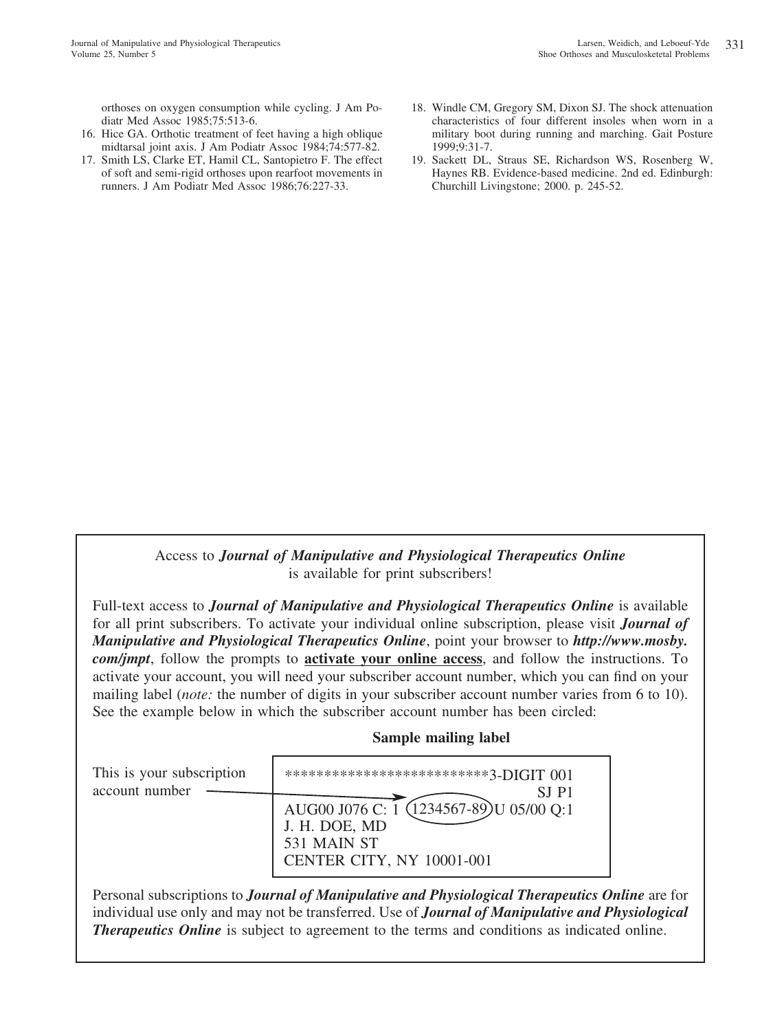orthoses on oxygen consumption while cycling. J Am Podiatr Med Assoc 1985;75:513-6.

16. Hice GA. Orthotic treatment of feet having a high oblique midtarsal joint axis. J Am Podiatr Assoc 1984;74:577-82.
17. Smith LS, Clarke ET, Hamil CL, Santopietro F. The effect of soft and semi-rigid orthoses upon rearfoot movements in runners. J Am Podiatr Med Assoc 1986;76:227-33.
18. Windle CM, Gregory SM, Dixon SJ. The shock attenuation characteristics of four different insoles when worn in a military boot during running and marching. Gait Posture 1999;9:31-7.
19. Sackett DL, Straus SE, Richardson WS, Rosenberg W, Haynes RB. Evidence-based medicine. 2nd ed. Edinburgh: Churchill Livingstone; 2000. p. 245-52.

---

Access to ***Journal of Manipulative and Physiological Therapeutics Online*** is available for print subscribers!

Full-text access to ***Journal of Manipulative and Physiological Therapeutics Online*** is available for all print subscribers. To activate your individual online subscription, please visit ***Journal of Manipulative and Physiological Therapeutics Online***, point your browser to ***http://www.mosby.com/jmpt***, follow the prompts to **activate your online access**, and follow the instructions. To activate your account, you will need your subscriber account number, which you can find on your mailing label (*note:* the number of digits in your subscriber account number varies from 6 to 10). See the example below in which the subscriber account number has been circled:

**Sample mailing label**

This is your subscription account number → 1234567-89

```
**************************3-DIGIT 001
                                SJ P1
AUG00 J076 C: 1 (1234567-89) U 05/00 Q:1
J. H. DOE, MD
531 MAIN ST
CENTER CITY, NY 10001-001
```

Personal subscriptions to ***Journal of Manipulative and Physiological Therapeutics Online*** are for individual use only and may not be transferred. Use of ***Journal of Manipulative and Physiological Therapeutics Online*** is subject to agreement to the terms and conditions as indicated online.